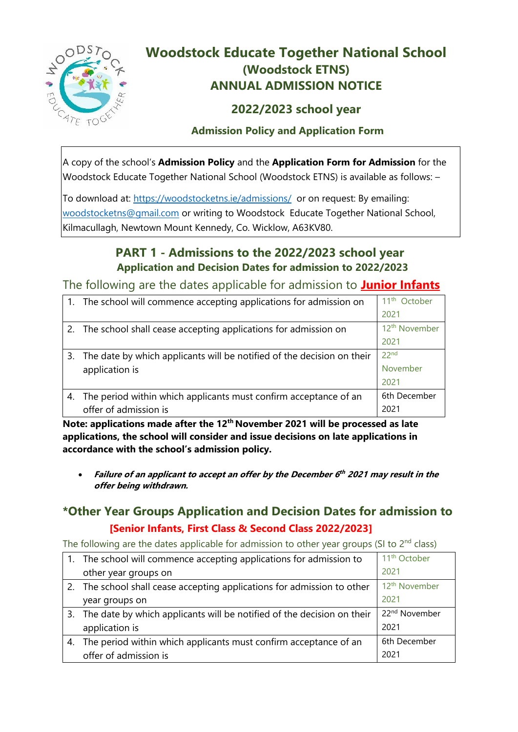# Woodstock Educate Together National School

## (Woodstock ETNS)

## ANNUAL ADMISSION NOTICE

## 2022/2023 school year

### Admission Policy and Application Form

A copy of the school's **Admission Policy** and the **Application Form for Admission** for the Woodstock Educate Together National School (Woodstock ETNS) is available as follows: –

To download at: https://woodstocketns.ie/admissions/ or on request: By emailing: woodstocketns@gmail.com or writing to Woodstock Educate Together National School, Kilmacullagh, Newtown Mount Kennedy, Co. Wicklow, A63KV80.

## PART 1 - Admissions to the 2022/2023 school year

### Application and Decision Dates for admission to 2022/2023

The following are the dates applicable for admission to **Junior Infants**

| | |
|---|---|
| 1. The school will commence accepting applications for admission on | 11th October 2021 |
| 2. The school shall cease accepting applications for admission on | 12th November 2021 |
| 3. The date by which applicants will be notified of the decision on their application is | 22nd November 2021 |
| 4. The period within which applicants must confirm acceptance of an offer of admission is | 6th December 2021 |

**Note: applications made after the 12th November 2021 will be processed as late applications, the school will consider and issue decisions on late applications in accordance with the school's admission policy.**

- ***Failure of an applicant to accept an offer by the December 6th 2021 may result in the offer being withdrawn.***

## *Other Year Groups Application and Decision Dates for admission to

### [Senior Infants, First Class & Second Class 2022/2023]

The following are the dates applicable for admission to other year groups (SI to 2nd class)

| | |
|---|---|
| 1. The school will commence accepting applications for admission to other year groups on | 11th October 2021 |
| 2. The school shall cease accepting applications for admission to other year groups on | 12th November 2021 |
| 3. The date by which applicants will be notified of the decision on their application is | 22nd November 2021 |
| 4. The period within which applicants must confirm acceptance of an offer of admission is | 6th December 2021 |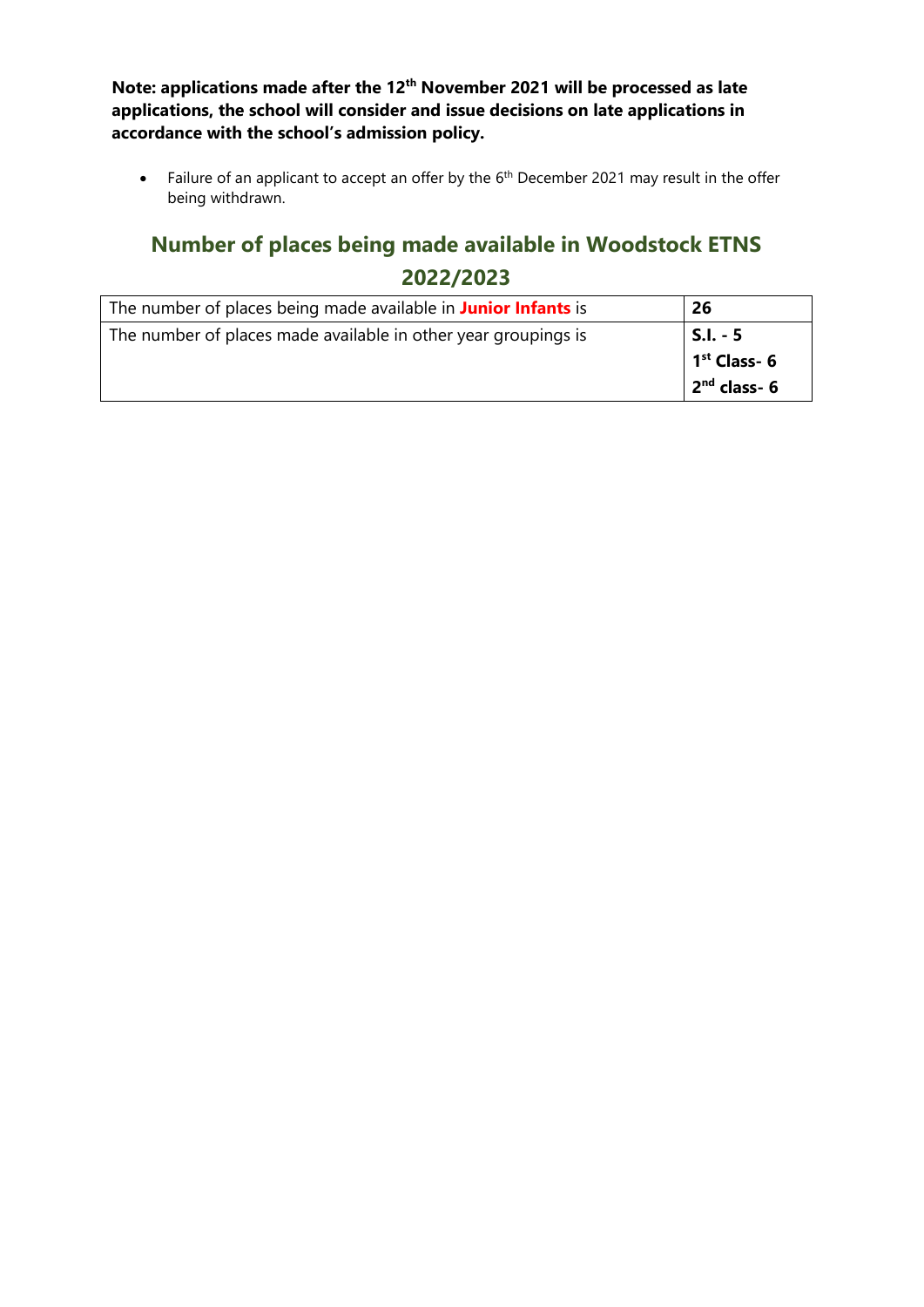**Note: applications made after the 12th November 2021 will be processed as late applications, the school will consider and issue decisions on late applications in accordance with the school's admission policy.**

- Failure of an applicant to accept an offer by the 6th December 2021 may result in the offer being withdrawn.

## Number of places being made available in Woodstock ETNS 2022/2023

| | |
|---|---|
| The number of places being made available in **Junior Infants** is | **26** |
| The number of places made available in other year groupings is | **S.I. - 5**<br>**1st Class- 6**<br>**2nd class- 6** |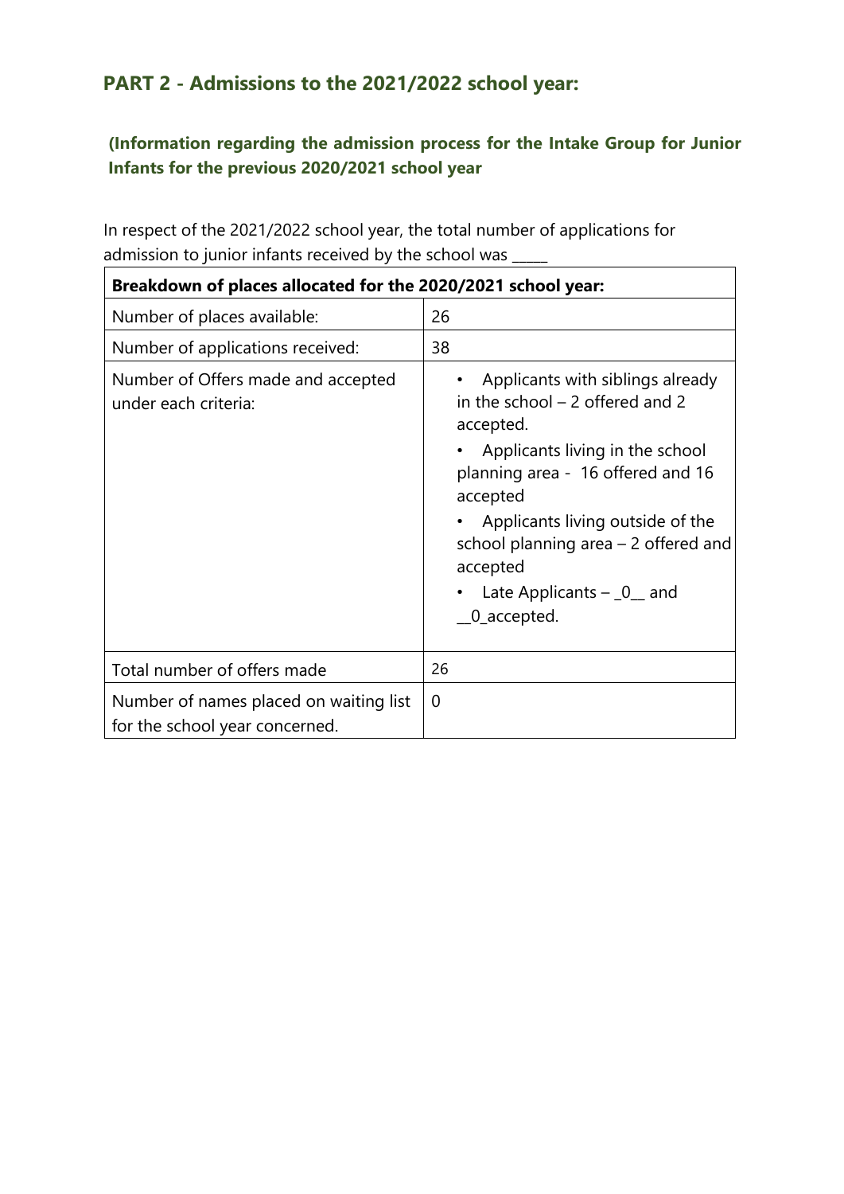## PART 2 - Admissions to the 2021/2022 school year:

### (Information regarding the admission process for the Intake Group for Junior Infants for the previous 2020/2021 school year

In respect of the 2021/2022 school year, the total number of applications for admission to junior infants received by the school was _____

| Breakdown of places allocated for the 2020/2021 school year: | |
|---|---|
| Number of places available: | 26 |
| Number of applications received: | 38 |
| Number of Offers made and accepted under each criteria: | • Applicants with siblings already in the school – 2 offered and 2 accepted.<br>• Applicants living in the school planning area - 16 offered and 16 accepted<br>• Applicants living outside of the school planning area – 2 offered and accepted<br>• Late Applicants – _0__ and __0_accepted. |
| Total number of offers made | 26 |
| Number of names placed on waiting list for the school year concerned. | 0 |